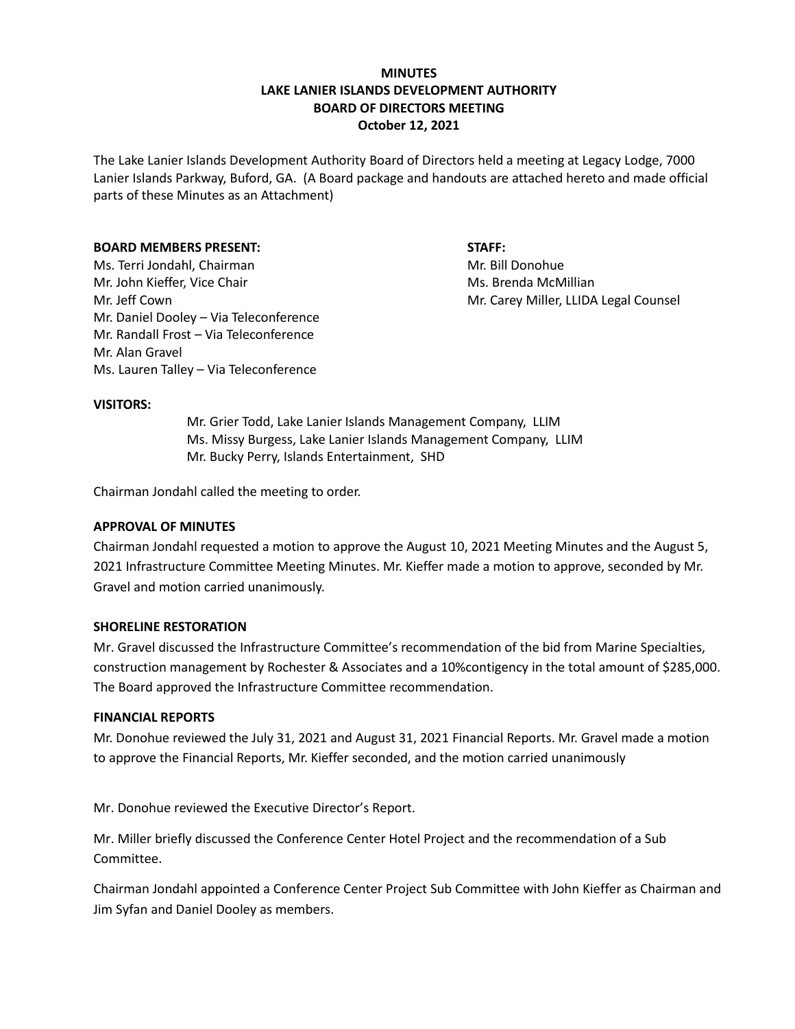# MINUTES
# LAKE LANIER ISLANDS DEVELOPMENT AUTHORITY
# BOARD OF DIRECTORS MEETING
# October 12, 2021

The Lake Lanier Islands Development Authority Board of Directors held a meeting at Legacy Lodge, 7000 Lanier Islands Parkway, Buford, GA. (A Board package and handouts are attached hereto and made official parts of these Minutes as an Attachment)

**BOARD MEMBERS PRESENT:**

Ms. Terri Jondahl, Chairman
Mr. John Kieffer, Vice Chair
Mr. Jeff Cown
Mr. Daniel Dooley – Via Teleconference
Mr. Randall Frost – Via Teleconference
Mr. Alan Gravel
Ms. Lauren Talley – Via Teleconference

**STAFF:**

Mr. Bill Donohue
Ms. Brenda McMillian
Mr. Carey Miller, LLIDA Legal Counsel

**VISITORS:**

Mr. Grier Todd, Lake Lanier Islands Management Company, LLIM
Ms. Missy Burgess, Lake Lanier Islands Management Company, LLIM
Mr. Bucky Perry, Islands Entertainment, SHD

Chairman Jondahl called the meeting to order.

**APPROVAL OF MINUTES**

Chairman Jondahl requested a motion to approve the August 10, 2021 Meeting Minutes and the August 5, 2021 Infrastructure Committee Meeting Minutes. Mr. Kieffer made a motion to approve, seconded by Mr. Gravel and motion carried unanimously.

**SHORELINE RESTORATION**

Mr. Gravel discussed the Infrastructure Committee's recommendation of the bid from Marine Specialties, construction management by Rochester & Associates and a 10%contigency in the total amount of $285,000. The Board approved the Infrastructure Committee recommendation.

**FINANCIAL REPORTS**

Mr. Donohue reviewed the July 31, 2021 and August 31, 2021 Financial Reports. Mr. Gravel made a motion to approve the Financial Reports, Mr. Kieffer seconded, and the motion carried unanimously

Mr. Donohue reviewed the Executive Director's Report.

Mr. Miller briefly discussed the Conference Center Hotel Project and the recommendation of a Sub Committee.

Chairman Jondahl appointed a Conference Center Project Sub Committee with John Kieffer as Chairman and Jim Syfan and Daniel Dooley as members.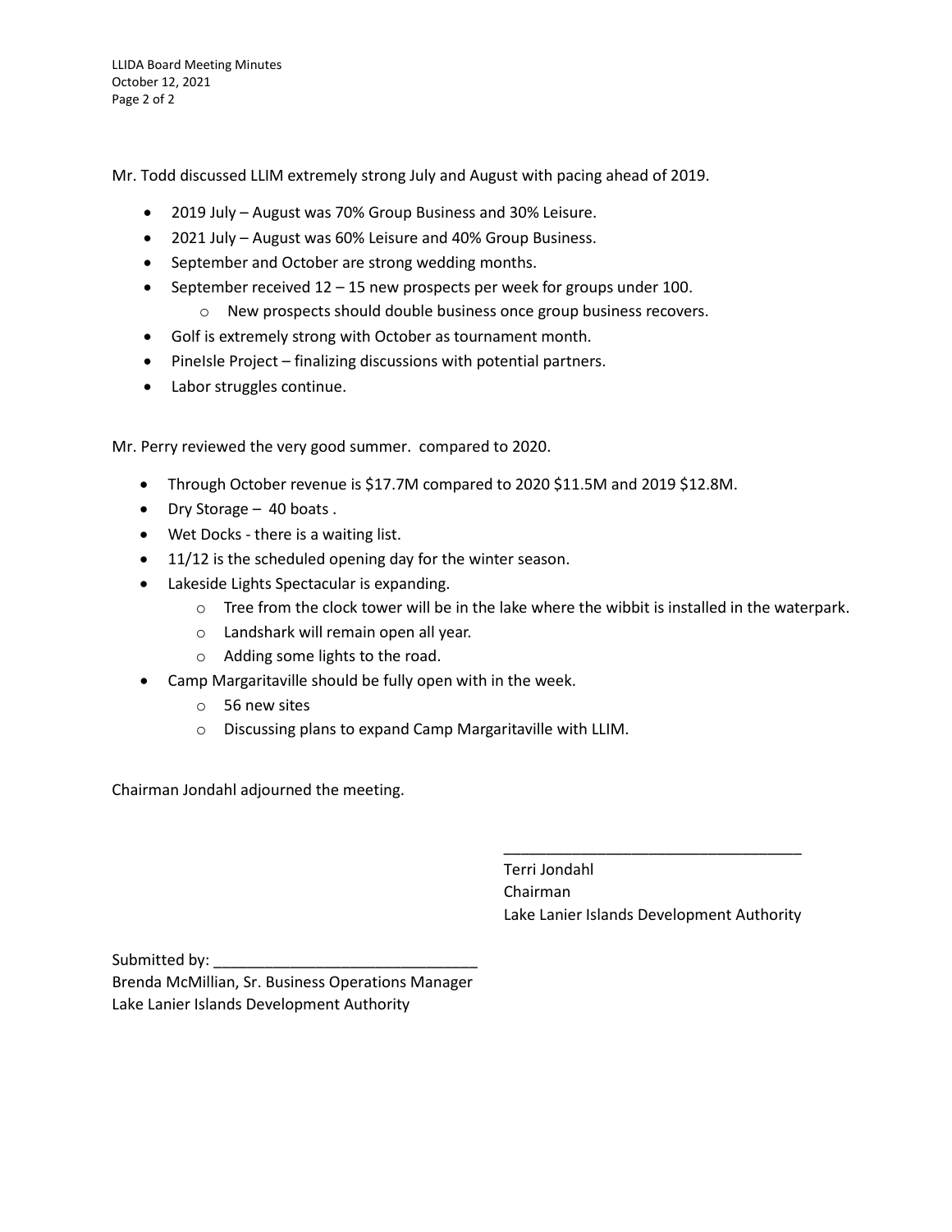Mr. Todd discussed LLIM extremely strong July and August with pacing ahead of 2019.

- 2019 July – August was 70% Group Business and 30% Leisure.
- 2021 July – August was 60% Leisure and 40% Group Business.
- September and October are strong wedding months.
- September received 12 – 15 new prospects per week for groups under 100.
    - New prospects should double business once group business recovers.
- Golf is extremely strong with October as tournament month.
- PineIsle Project – finalizing discussions with potential partners.
- Labor struggles continue.

Mr. Perry reviewed the very good summer. compared to 2020.

- Through October revenue is $17.7M compared to 2020 $11.5M and 2019 $12.8M.
- Dry Storage – 40 boats .
- Wet Docks - there is a waiting list.
- 11/12 is the scheduled opening day for the winter season.
- Lakeside Lights Spectacular is expanding.
    - Tree from the clock tower will be in the lake where the wibbit is installed in the waterpark.
    - Landshark will remain open all year.
    - Adding some lights to the road.
- Camp Margaritaville should be fully open with in the week.
    - 56 new sites
    - Discussing plans to expand Camp Margaritaville with LLIM.

Chairman Jondahl adjourned the meeting.

___________________________________
Terri Jondahl
Chairman
Lake Lanier Islands Development Authority

Submitted by: ______________________________
Brenda McMillian, Sr. Business Operations Manager
Lake Lanier Islands Development Authority